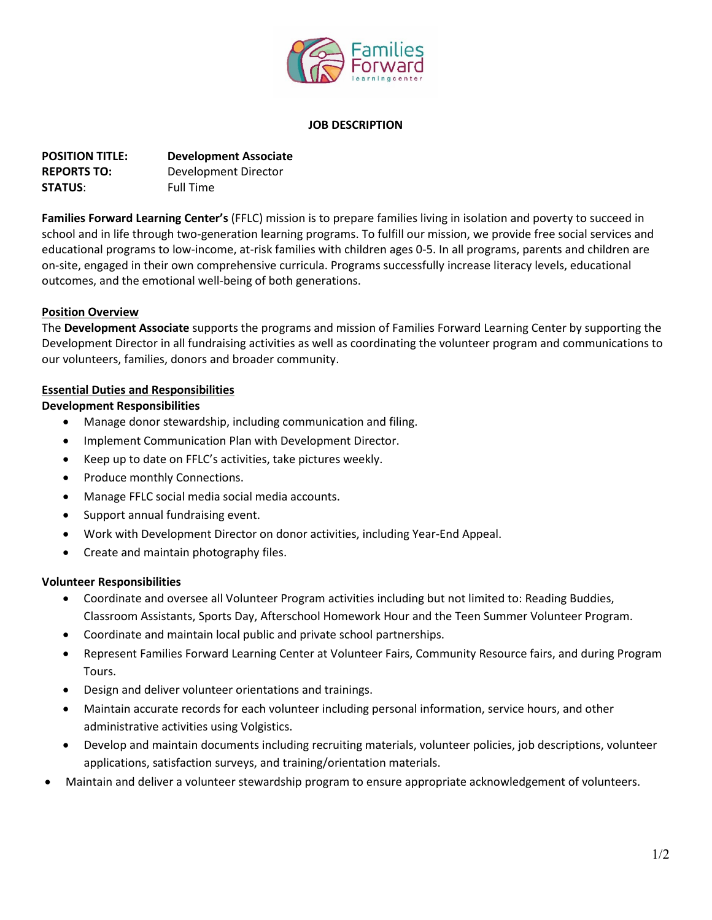**JOB DESCRIPTION**

**POSITION TITLE:** **Development Associate**
**REPORTS TO:** Development Director
**STATUS**: Full Time

**Families Forward Learning Center's** (FFLC) mission is to prepare families living in isolation and poverty to succeed in school and in life through two-generation learning programs. To fulfill our mission, we provide free social services and educational programs to low-income, at-risk families with children ages 0-5. In all programs, parents and children are on-site, engaged in their own comprehensive curricula. Programs successfully increase literacy levels, educational outcomes, and the emotional well-being of both generations.

## Position Overview

The **Development Associate** supports the programs and mission of Families Forward Learning Center by supporting the Development Director in all fundraising activities as well as coordinating the volunteer program and communications to our volunteers, families, donors and broader community.

## Essential Duties and Responsibilities

### Development Responsibilities

- Manage donor stewardship, including communication and filing.
- Implement Communication Plan with Development Director.
- Keep up to date on FFLC's activities, take pictures weekly.
- Produce monthly Connections.
- Manage FFLC social media social media accounts.
- Support annual fundraising event.
- Work with Development Director on donor activities, including Year-End Appeal.
- Create and maintain photography files.

### Volunteer Responsibilities

- Coordinate and oversee all Volunteer Program activities including but not limited to: Reading Buddies, Classroom Assistants, Sports Day, Afterschool Homework Hour and the Teen Summer Volunteer Program.
- Coordinate and maintain local public and private school partnerships.
- Represent Families Forward Learning Center at Volunteer Fairs, Community Resource fairs, and during Program Tours.
- Design and deliver volunteer orientations and trainings.
- Maintain accurate records for each volunteer including personal information, service hours, and other administrative activities using Volgistics.
- Develop and maintain documents including recruiting materials, volunteer policies, job descriptions, volunteer applications, satisfaction surveys, and training/orientation materials.
- Maintain and deliver a volunteer stewardship program to ensure appropriate acknowledgement of volunteers.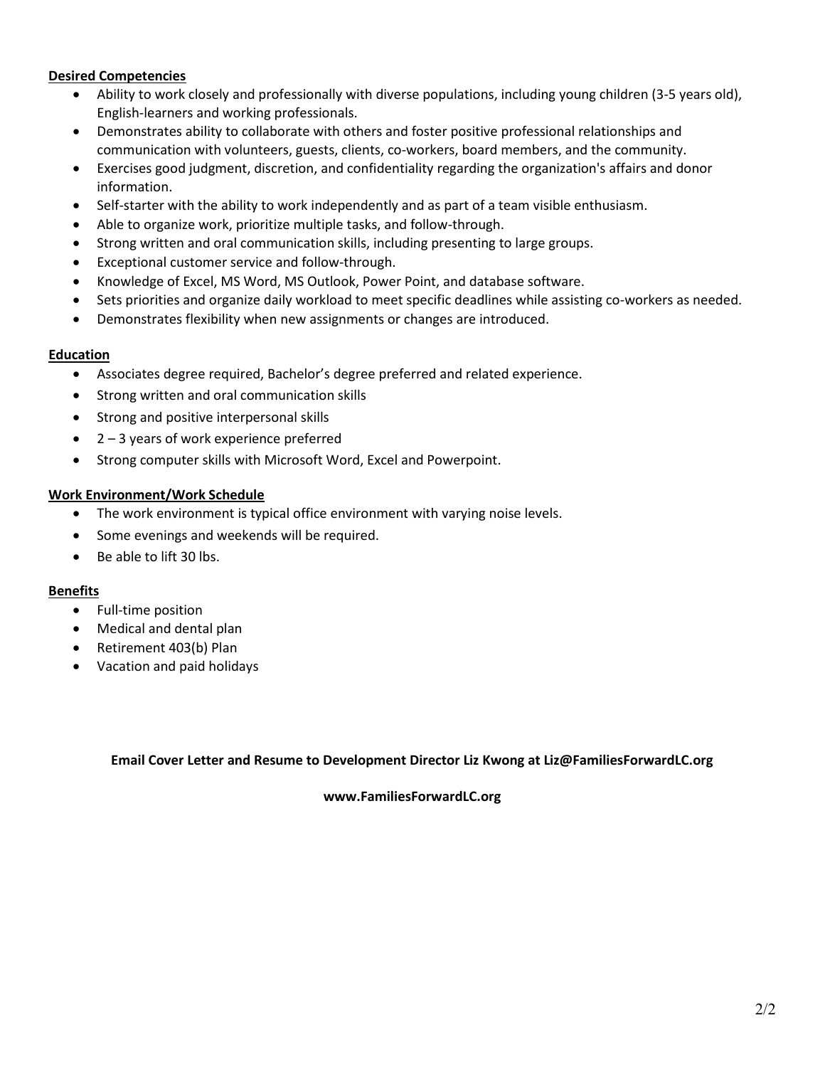**Desired Competencies**

- Ability to work closely and professionally with diverse populations, including young children (3-5 years old), English-learners and working professionals.
- Demonstrates ability to collaborate with others and foster positive professional relationships and communication with volunteers, guests, clients, co-workers, board members, and the community.
- Exercises good judgment, discretion, and confidentiality regarding the organization's affairs and donor information.
- Self-starter with the ability to work independently and as part of a team visible enthusiasm.
- Able to organize work, prioritize multiple tasks, and follow-through.
- Strong written and oral communication skills, including presenting to large groups.
- Exceptional customer service and follow-through.
- Knowledge of Excel, MS Word, MS Outlook, Power Point, and database software.
- Sets priorities and organize daily workload to meet specific deadlines while assisting co-workers as needed.
- Demonstrates flexibility when new assignments or changes are introduced.

**Education**

- Associates degree required, Bachelor's degree preferred and related experience.
- Strong written and oral communication skills
- Strong and positive interpersonal skills
- 2 – 3 years of work experience preferred
- Strong computer skills with Microsoft Word, Excel and Powerpoint.

**Work Environment/Work Schedule**

- The work environment is typical office environment with varying noise levels.
- Some evenings and weekends will be required.
- Be able to lift 30 lbs.

**Benefits**

- Full-time position
- Medical and dental plan
- Retirement 403(b) Plan
- Vacation and paid holidays

**Email Cover Letter and Resume to Development Director Liz Kwong at Liz@FamiliesForwardLC.org**

**www.FamiliesForwardLC.org**